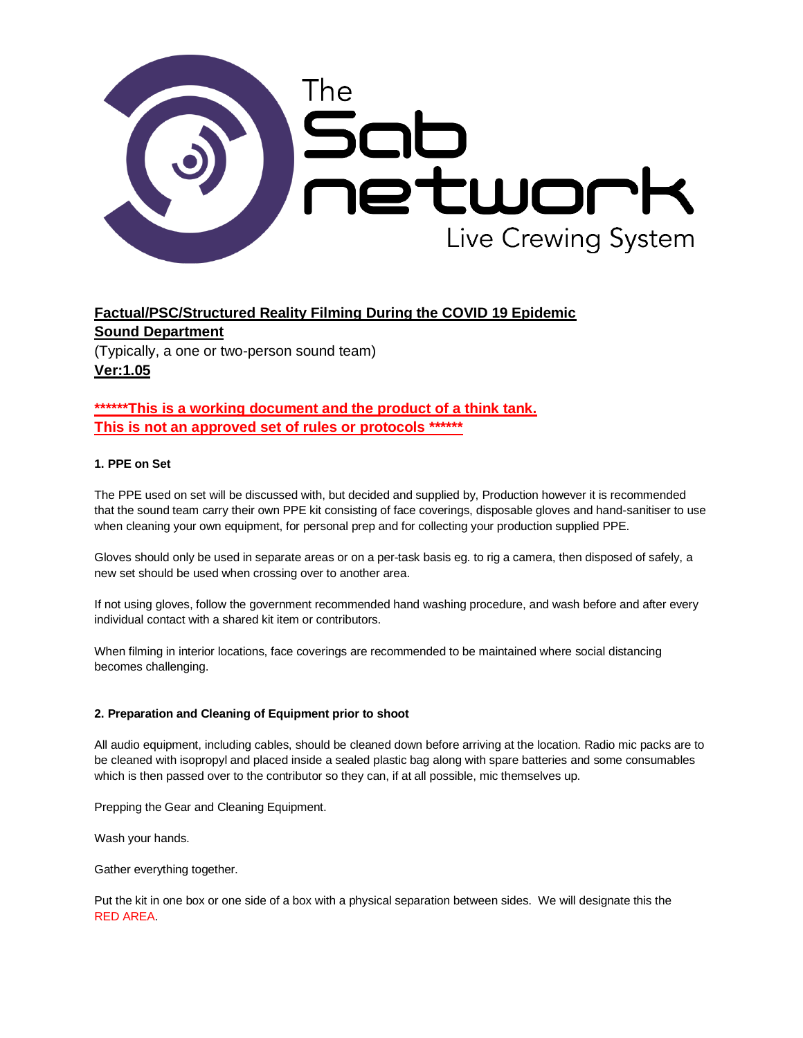The Sab network
Live Crewing System

**Factual/PSC/Structured Reality Filming During the COVID 19 Epidemic**
**Sound Department**
(Typically, a one or two-person sound team)
**Ver:1.05**

**\*\*\*\*\*\*This is a working document and the product of a think tank.
This is not an approved set of rules or protocols \*\*\*\*\*\***

### 1. PPE on Set

The PPE used on set will be discussed with, but decided and supplied by, Production however it is recommended that the sound team carry their own PPE kit consisting of face coverings, disposable gloves and hand-sanitiser to use when cleaning your own equipment, for personal prep and for collecting your production supplied PPE.

Gloves should only be used in separate areas or on a per-task basis eg. to rig a camera, then disposed of safely, a new set should be used when crossing over to another area.

If not using gloves, follow the government recommended hand washing procedure, and wash before and after every individual contact with a shared kit item or contributors.

When filming in interior locations, face coverings are recommended to be maintained where social distancing becomes challenging.

### 2. Preparation and Cleaning of Equipment prior to shoot

All audio equipment, including cables, should be cleaned down before arriving at the location. Radio mic packs are to be cleaned with isopropyl and placed inside a sealed plastic bag along with spare batteries and some consumables which is then passed over to the contributor so they can, if at all possible, mic themselves up.

Prepping the Gear and Cleaning Equipment.

Wash your hands.

Gather everything together.

Put the kit in one box or one side of a box with a physical separation between sides. We will designate this the RED AREA.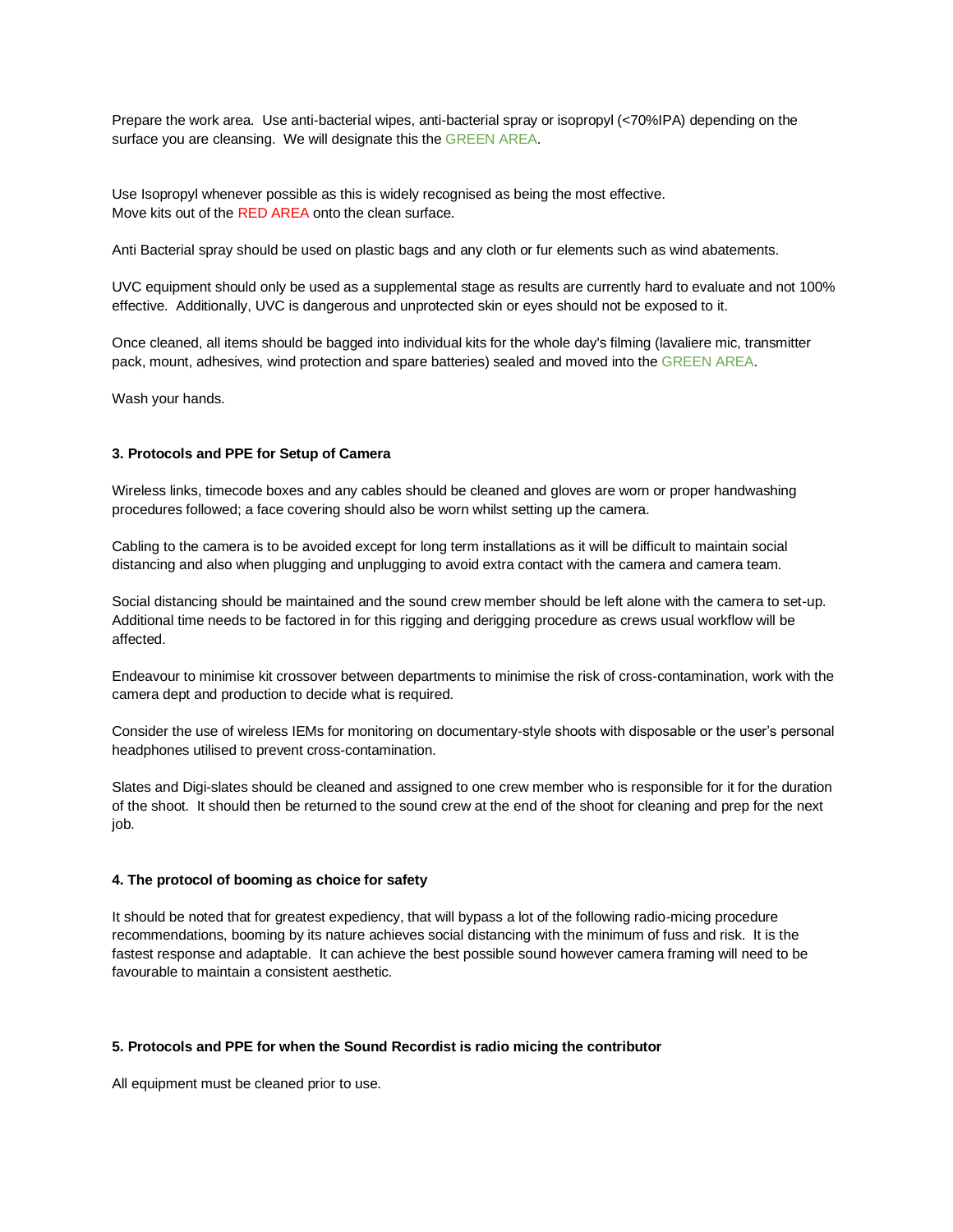Prepare the work area. Use anti-bacterial wipes, anti-bacterial spray or isopropyl (<70%IPA) depending on the surface you are cleansing. We will designate this the GREEN AREA.

Use Isopropyl whenever possible as this is widely recognised as being the most effective.
Move kits out of the RED AREA onto the clean surface.

Anti Bacterial spray should be used on plastic bags and any cloth or fur elements such as wind abatements.

UVC equipment should only be used as a supplemental stage as results are currently hard to evaluate and not 100% effective. Additionally, UVC is dangerous and unprotected skin or eyes should not be exposed to it.

Once cleaned, all items should be bagged into individual kits for the whole day's filming (lavaliere mic, transmitter pack, mount, adhesives, wind protection and spare batteries) sealed and moved into the GREEN AREA.

Wash your hands.

### 3. Protocols and PPE for Setup of Camera

Wireless links, timecode boxes and any cables should be cleaned and gloves are worn or proper handwashing procedures followed; a face covering should also be worn whilst setting up the camera.

Cabling to the camera is to be avoided except for long term installations as it will be difficult to maintain social distancing and also when plugging and unplugging to avoid extra contact with the camera and camera team.

Social distancing should be maintained and the sound crew member should be left alone with the camera to set-up. Additional time needs to be factored in for this rigging and derigging procedure as crews usual workflow will be affected.

Endeavour to minimise kit crossover between departments to minimise the risk of cross-contamination, work with the camera dept and production to decide what is required.

Consider the use of wireless IEMs for monitoring on documentary-style shoots with disposable or the user's personal headphones utilised to prevent cross-contamination.

Slates and Digi-slates should be cleaned and assigned to one crew member who is responsible for it for the duration of the shoot. It should then be returned to the sound crew at the end of the shoot for cleaning and prep for the next job.

### 4. The protocol of booming as choice for safety

It should be noted that for greatest expediency, that will bypass a lot of the following radio-micing procedure recommendations, booming by its nature achieves social distancing with the minimum of fuss and risk. It is the fastest response and adaptable. It can achieve the best possible sound however camera framing will need to be favourable to maintain a consistent aesthetic.

### 5. Protocols and PPE for when the Sound Recordist is radio micing the contributor

All equipment must be cleaned prior to use.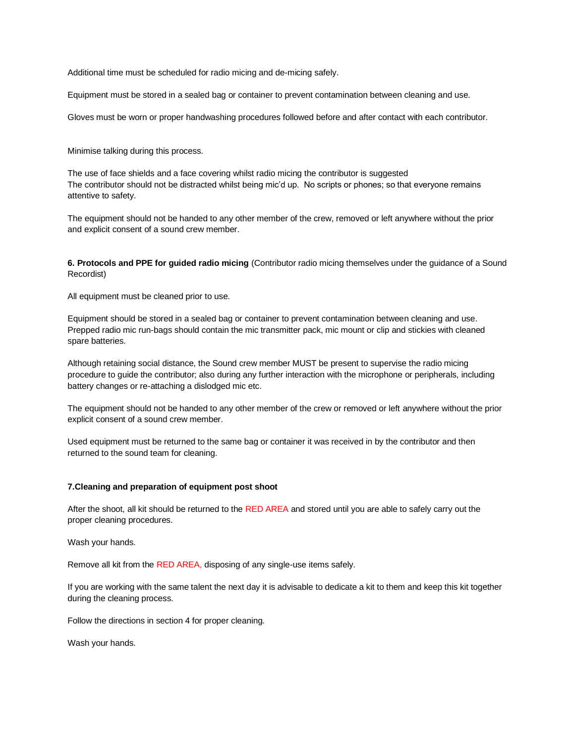Additional time must be scheduled for radio micing and de-micing safely.

Equipment must be stored in a sealed bag or container to prevent contamination between cleaning and use.

Gloves must be worn or proper handwashing procedures followed before and after contact with each contributor.

Minimise talking during this process.

The use of face shields and a face covering whilst radio micing the contributor is suggested
The contributor should not be distracted whilst being mic'd up. No scripts or phones; so that everyone remains attentive to safety.

The equipment should not be handed to any other member of the crew, removed or left anywhere without the prior and explicit consent of a sound crew member.

**6. Protocols and PPE for guided radio micing** (Contributor radio micing themselves under the guidance of a Sound Recordist)

All equipment must be cleaned prior to use.

Equipment should be stored in a sealed bag or container to prevent contamination between cleaning and use. Prepped radio mic run-bags should contain the mic transmitter pack, mic mount or clip and stickies with cleaned spare batteries.

Although retaining social distance, the Sound crew member MUST be present to supervise the radio micing procedure to guide the contributor; also during any further interaction with the microphone or peripherals, including battery changes or re-attaching a dislodged mic etc.

The equipment should not be handed to any other member of the crew or removed or left anywhere without the prior explicit consent of a sound crew member.

Used equipment must be returned to the same bag or container it was received in by the contributor and then returned to the sound team for cleaning.

**7.Cleaning and preparation of equipment post shoot**

After the shoot, all kit should be returned to the RED AREA and stored until you are able to safely carry out the proper cleaning procedures.

Wash your hands.

Remove all kit from the RED AREA, disposing of any single-use items safely.

If you are working with the same talent the next day it is advisable to dedicate a kit to them and keep this kit together during the cleaning process.

Follow the directions in section 4 for proper cleaning.

Wash your hands.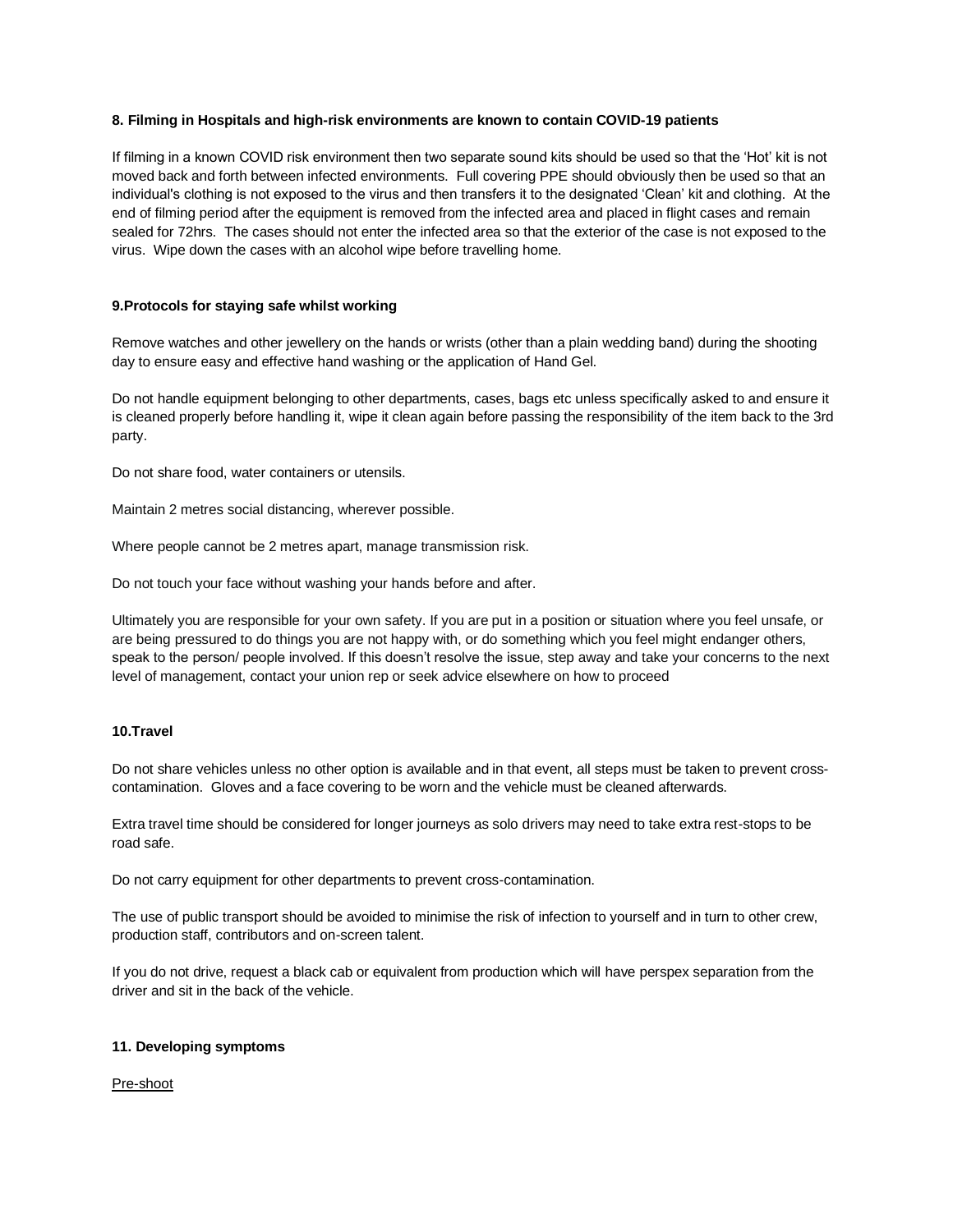### 8. Filming in Hospitals and high-risk environments are known to contain COVID-19 patients

If filming in a known COVID risk environment then two separate sound kits should be used so that the 'Hot' kit is not moved back and forth between infected environments. Full covering PPE should obviously then be used so that an individual's clothing is not exposed to the virus and then transfers it to the designated 'Clean' kit and clothing. At the end of filming period after the equipment is removed from the infected area and placed in flight cases and remain sealed for 72hrs. The cases should not enter the infected area so that the exterior of the case is not exposed to the virus. Wipe down the cases with an alcohol wipe before travelling home.

### 9.Protocols for staying safe whilst working

Remove watches and other jewellery on the hands or wrists (other than a plain wedding band) during the shooting day to ensure easy and effective hand washing or the application of Hand Gel.

Do not handle equipment belonging to other departments, cases, bags etc unless specifically asked to and ensure it is cleaned properly before handling it, wipe it clean again before passing the responsibility of the item back to the 3rd party.

Do not share food, water containers or utensils.

Maintain 2 metres social distancing, wherever possible.

Where people cannot be 2 metres apart, manage transmission risk.

Do not touch your face without washing your hands before and after.

Ultimately you are responsible for your own safety. If you are put in a position or situation where you feel unsafe, or are being pressured to do things you are not happy with, or do something which you feel might endanger others, speak to the person/ people involved. If this doesn't resolve the issue, step away and take your concerns to the next level of management, contact your union rep or seek advice elsewhere on how to proceed

### 10.Travel

Do not share vehicles unless no other option is available and in that event, all steps must be taken to prevent cross-contamination. Gloves and a face covering to be worn and the vehicle must be cleaned afterwards.

Extra travel time should be considered for longer journeys as solo drivers may need to take extra rest-stops to be road safe.

Do not carry equipment for other departments to prevent cross-contamination.

The use of public transport should be avoided to minimise the risk of infection to yourself and in turn to other crew, production staff, contributors and on-screen talent.

If you do not drive, request a black cab or equivalent from production which will have perspex separation from the driver and sit in the back of the vehicle.

### 11. Developing symptoms

<u>Pre-shoot</u>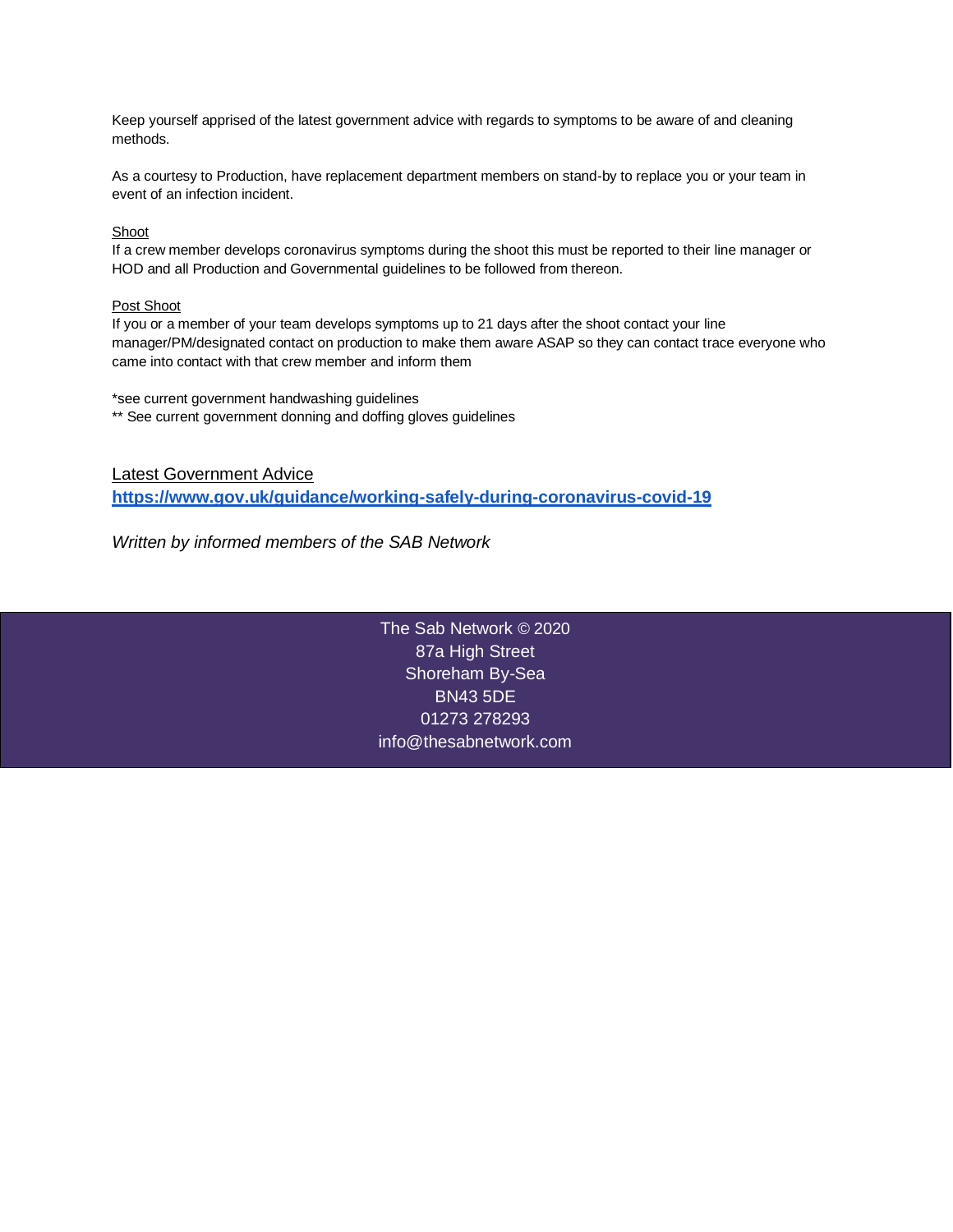Keep yourself apprised of the latest government advice with regards to symptoms to be aware of and cleaning methods.

As a courtesy to Production, have replacement department members on stand-by to replace you or your team in event of an infection incident.

Shoot

If a crew member develops coronavirus symptoms during the shoot this must be reported to their line manager or HOD and all Production and Governmental guidelines to be followed from thereon.

Post Shoot

If you or a member of your team develops symptoms up to 21 days after the shoot contact your line manager/PM/designated contact on production to make them aware ASAP so they can contact trace everyone who came into contact with that crew member and inform them

*see current government handwashing guidelines

** See current government donning and doffing gloves guidelines

Latest Government Advice

**https://www.gov.uk/guidance/working-safely-during-coronavirus-covid-19**

*Written by informed members of the SAB Network*

The Sab Network © 2020
87a High Street
Shoreham By-Sea
BN43 5DE
01273 278293
info@thesabnetwork.com